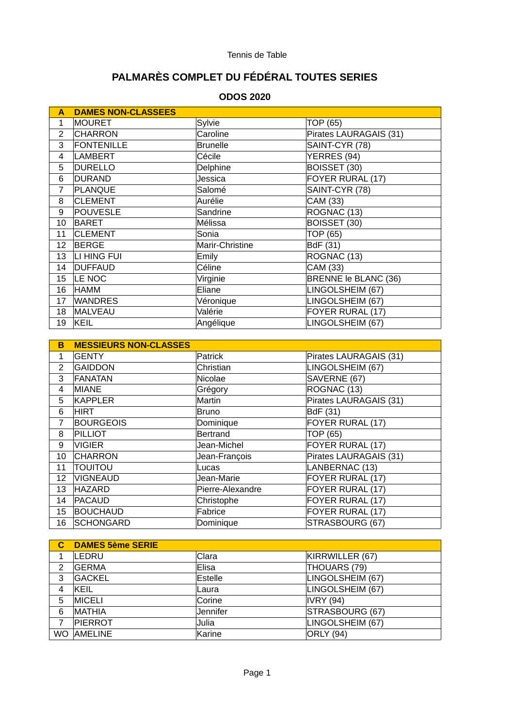Tennis de Table

# PALMARÈS COMPLET DU FÉDÉRAL TOUTES SERIES

## ODOS 2020

| A | DAMES NON-CLASSEES | | |
|---|---|---|---|
| 1 | MOURET | Sylvie | TOP (65) |
| 2 | CHARRON | Caroline | Pirates LAURAGAIS (31) |
| 3 | FONTENILLE | Brunelle | SAINT-CYR (78) |
| 4 | LAMBERT | Cécile | YERRES (94) |
| 5 | DURELLO | Delphine | BOISSET (30) |
| 6 | DURAND | Jessica | FOYER RURAL (17) |
| 7 | PLANQUE | Salomé | SAINT-CYR (78) |
| 8 | CLEMENT | Aurélie | CAM (33) |
| 9 | POUVESLE | Sandrine | ROGNAC (13) |
| 10 | BARET | Mélissa | BOISSET (30) |
| 11 | CLEMENT | Sonia | TOP (65) |
| 12 | BERGE | Marir-Christine | BdF (31) |
| 13 | LI HING FUI | Emily | ROGNAC (13) |
| 14 | DUFFAUD | Céline | CAM (33) |
| 15 | LE NOC | Virginie | BRENNE le BLANC (36) |
| 16 | HAMM | Eliane | LINGOLSHEIM (67) |
| 17 | WANDRES | Véronique | LINGOLSHEIM (67) |
| 18 | MALVEAU | Valérie | FOYER RURAL (17) |
| 19 | KEIL | Angélique | LINGOLSHEIM (67) |

| B | MESSIEURS NON-CLASSES | | |
|---|---|---|---|
| 1 | GENTY | Patrick | Pirates LAURAGAIS (31) |
| 2 | GAIDDON | Christian | LINGOLSHEIM (67) |
| 3 | FANATAN | Nicolae | SAVERNE (67) |
| 4 | MIANE | Grégory | ROGNAC (13) |
| 5 | KAPPLER | Martin | Pirates LAURAGAIS (31) |
| 6 | HIRT | Bruno | BdF (31) |
| 7 | BOURGEOIS | Dominique | FOYER RURAL (17) |
| 8 | PILLIOT | Bertrand | TOP (65) |
| 9 | VIGIER | Jean-Michel | FOYER RURAL (17) |
| 10 | CHARRON | Jean-François | Pirates LAURAGAIS (31) |
| 11 | TOUITOU | Lucas | LANBERNAC (13) |
| 12 | VIGNEAUD | Jean-Marie | FOYER RURAL (17) |
| 13 | HAZARD | Pierre-Alexandre | FOYER RURAL (17) |
| 14 | PACAUD | Christophe | FOYER RURAL (17) |
| 15 | BOUCHAUD | Fabrice | FOYER RURAL (17) |
| 16 | SCHONGARD | Dominique | STRASBOURG (67) |

| C | DAMES 5ème SERIE | | |
|---|---|---|---|
| 1 | LEDRU | Clara | KIRRWILLER (67) |
| 2 | GERMA | Elisa | THOUARS (79) |
| 3 | GACKEL | Estelle | LINGOLSHEIM (67) |
| 4 | KEIL | Laura | LINGOLSHEIM (67) |
| 5 | MICELI | Corine | IVRY (94) |
| 6 | MATHIA | Jennifer | STRASBOURG (67) |
| 7 | PIERROT | Julia | LINGOLSHEIM (67) |
| WO | AMELINE | Karine | ORLY (94) |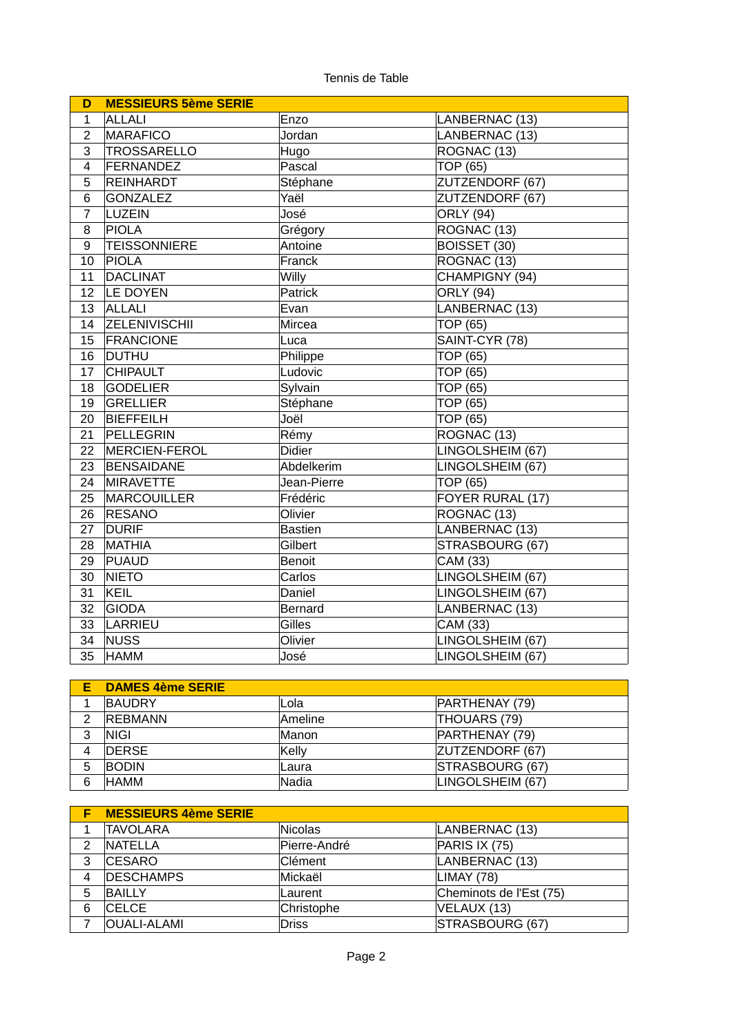Tennis de Table

| D | MESSIEURS 5ème SERIE | | |
|---|---|---|---|
| 1 | ALLALI | Enzo | LANBERNAC (13) |
| 2 | MARAFICO | Jordan | LANBERNAC (13) |
| 3 | TROSSARELLO | Hugo | ROGNAC (13) |
| 4 | FERNANDEZ | Pascal | TOP (65) |
| 5 | REINHARDT | Stéphane | ZUTZENDORF (67) |
| 6 | GONZALEZ | Yaël | ZUTZENDORF (67) |
| 7 | LUZEIN | José | ORLY (94) |
| 8 | PIOLA | Grégory | ROGNAC (13) |
| 9 | TEISSONNIERE | Antoine | BOISSET (30) |
| 10 | PIOLA | Franck | ROGNAC (13) |
| 11 | DACLINAT | Willy | CHAMPIGNY (94) |
| 12 | LE DOYEN | Patrick | ORLY (94) |
| 13 | ALLALI | Evan | LANBERNAC (13) |
| 14 | ZELENIVISCHII | Mircea | TOP (65) |
| 15 | FRANCIONE | Luca | SAINT-CYR (78) |
| 16 | DUTHU | Philippe | TOP (65) |
| 17 | CHIPAULT | Ludovic | TOP (65) |
| 18 | GODELIER | Sylvain | TOP (65) |
| 19 | GRELLIER | Stéphane | TOP (65) |
| 20 | BIEFFEILH | Joël | TOP (65) |
| 21 | PELLEGRIN | Rémy | ROGNAC (13) |
| 22 | MERCIEN-FEROL | Didier | LINGOLSHEIM (67) |
| 23 | BENSAIDANE | Abdelkerim | LINGOLSHEIM (67) |
| 24 | MIRAVETTE | Jean-Pierre | TOP (65) |
| 25 | MARCOUILLER | Frédéric | FOYER RURAL (17) |
| 26 | RESANO | Olivier | ROGNAC (13) |
| 27 | DURIF | Bastien | LANBERNAC (13) |
| 28 | MATHIA | Gilbert | STRASBOURG (67) |
| 29 | PUAUD | Benoit | CAM (33) |
| 30 | NIETO | Carlos | LINGOLSHEIM (67) |
| 31 | KEIL | Daniel | LINGOLSHEIM (67) |
| 32 | GIODA | Bernard | LANBERNAC (13) |
| 33 | LARRIEU | Gilles | CAM (33) |
| 34 | NUSS | Olivier | LINGOLSHEIM (67) |
| 35 | HAMM | José | LINGOLSHEIM (67) |

| E | DAMES 4ème SERIE | | |
|---|---|---|---|
| 1 | BAUDRY | Lola | PARTHENAY (79) |
| 2 | REBMANN | Ameline | THOUARS (79) |
| 3 | NIGI | Manon | PARTHENAY (79) |
| 4 | DERSE | Kelly | ZUTZENDORF (67) |
| 5 | BODIN | Laura | STRASBOURG (67) |
| 6 | HAMM | Nadia | LINGOLSHEIM (67) |

| F | MESSIEURS 4ème SERIE | | |
|---|---|---|---|
| 1 | TAVOLARA | Nicolas | LANBERNAC (13) |
| 2 | NATELLA | Pierre-André | PARIS IX (75) |
| 3 | CESARO | Clément | LANBERNAC (13) |
| 4 | DESCHAMPS | Mickaël | LIMAY (78) |
| 5 | BAILLY | Laurent | Cheminots de l'Est (75) |
| 6 | CELCE | Christophe | VELAUX (13) |
| 7 | OUALI-ALAMI | Driss | STRASBOURG (67) |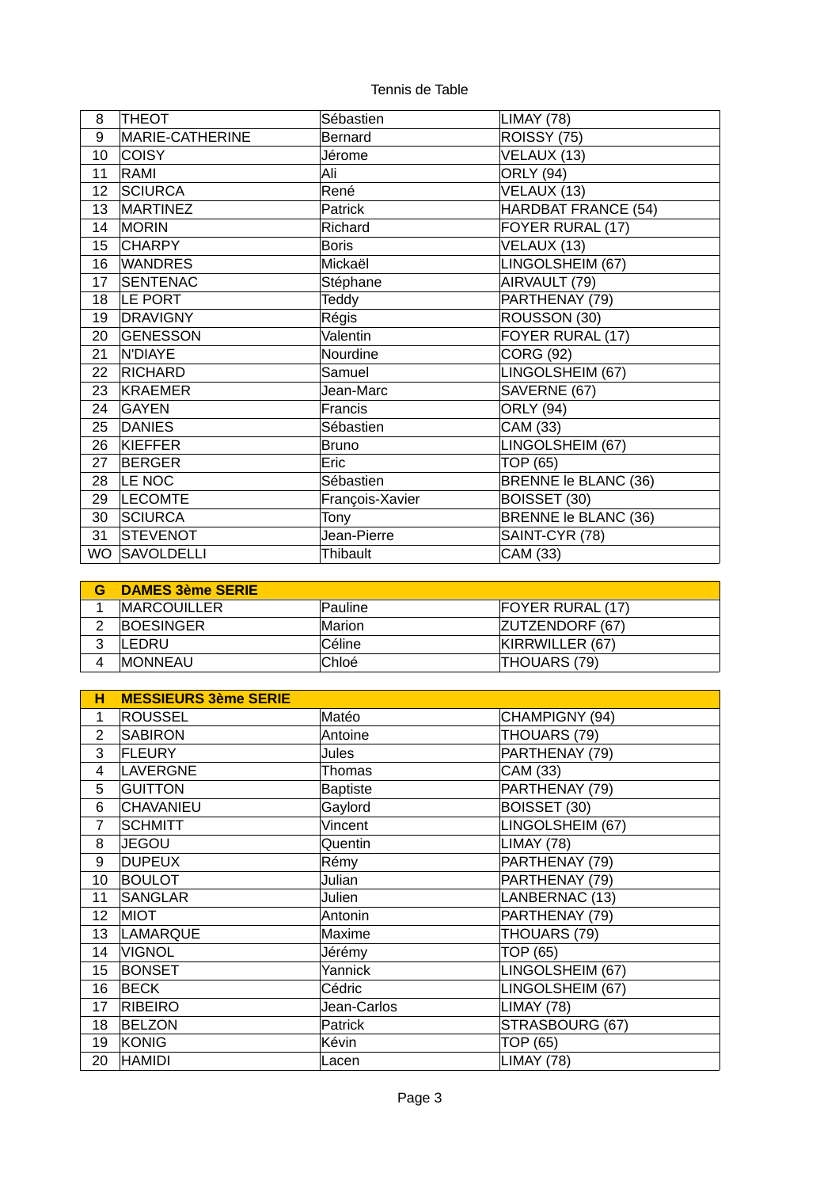| | | | |
|---|---|---|---|
| 8 | THEOT | Sébastien | LIMAY (78) |
| 9 | MARIE-CATHERINE | Bernard | ROISSY (75) |
| 10 | COISY | Jérome | VELAUX (13) |
| 11 | RAMI | Ali | ORLY (94) |
| 12 | SCIURCA | René | VELAUX (13) |
| 13 | MARTINEZ | Patrick | HARDBAT FRANCE (54) |
| 14 | MORIN | Richard | FOYER RURAL (17) |
| 15 | CHARPY | Boris | VELAUX (13) |
| 16 | WANDRES | Mickaël | LINGOLSHEIM (67) |
| 17 | SENTENAC | Stéphane | AIRVAULT (79) |
| 18 | LE PORT | Teddy | PARTHENAY (79) |
| 19 | DRAVIGNY | Régis | ROUSSON (30) |
| 20 | GENESSON | Valentin | FOYER RURAL (17) |
| 21 | N'DIAYE | Nourdine | CORG (92) |
| 22 | RICHARD | Samuel | LINGOLSHEIM (67) |
| 23 | KRAEMER | Jean-Marc | SAVERNE (67) |
| 24 | GAYEN | Francis | ORLY (94) |
| 25 | DANIES | Sébastien | CAM (33) |
| 26 | KIEFFER | Bruno | LINGOLSHEIM (67) |
| 27 | BERGER | Eric | TOP (65) |
| 28 | LE NOC | Sébastien | BRENNE le BLANC (36) |
| 29 | LECOMTE | François-Xavier | BOISSET (30) |
| 30 | SCIURCA | Tony | BRENNE le BLANC (36) |
| 31 | STEVENOT | Jean-Pierre | SAINT-CYR (78) |
| WO | SAVOLDELLI | Thibault | CAM (33) |

| **G** | **DAMES 3ème SERIE** | | |
|---|---|---|---|
| 1 | MARCOUILLER | Pauline | FOYER RURAL (17) |
| 2 | BOESINGER | Marion | ZUTZENDORF (67) |
| 3 | LEDRU | Céline | KIRRWILLER (67) |
| 4 | MONNEAU | Chloé | THOUARS (79) |

| **H** | **MESSIEURS 3ème SERIE** | | |
|---|---|---|---|
| 1 | ROUSSEL | Matéo | CHAMPIGNY (94) |
| 2 | SABIRON | Antoine | THOUARS (79) |
| 3 | FLEURY | Jules | PARTHENAY (79) |
| 4 | LAVERGNE | Thomas | CAM (33) |
| 5 | GUITTON | Baptiste | PARTHENAY (79) |
| 6 | CHAVANIEU | Gaylord | BOISSET (30) |
| 7 | SCHMITT | Vincent | LINGOLSHEIM (67) |
| 8 | JEGOU | Quentin | LIMAY (78) |
| 9 | DUPEUX | Rémy | PARTHENAY (79) |
| 10 | BOULOT | Julian | PARTHENAY (79) |
| 11 | SANGLAR | Julien | LANBERNAC (13) |
| 12 | MIOT | Antonin | PARTHENAY (79) |
| 13 | LAMARQUE | Maxime | THOUARS (79) |
| 14 | VIGNOL | Jérémy | TOP (65) |
| 15 | BONSET | Yannick | LINGOLSHEIM (67) |
| 16 | BECK | Cédric | LINGOLSHEIM (67) |
| 17 | RIBEIRO | Jean-Carlos | LIMAY (78) |
| 18 | BELZON | Patrick | STRASBOURG (67) |
| 19 | KONIG | Kévin | TOP (65) |
| 20 | HAMIDI | Lacen | LIMAY (78) |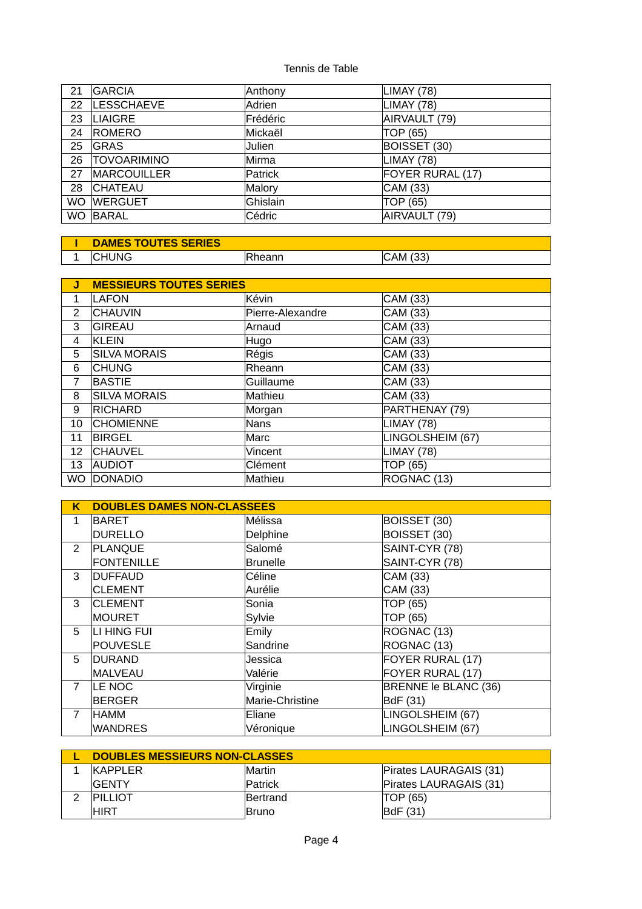Tennis de Table

| | | | |
|---|---|---|---|
| 21 | GARCIA | Anthony | LIMAY (78) |
| 22 | LESSCHAEVE | Adrien | LIMAY (78) |
| 23 | LIAIGRE | Frédéric | AIRVAULT (79) |
| 24 | ROMERO | Mickaël | TOP (65) |
| 25 | GRAS | Julien | BOISSET (30) |
| 26 | TOVOARIMINO | Mirma | LIMAY (78) |
| 27 | MARCOUILLER | Patrick | FOYER RURAL (17) |
| 28 | CHATEAU | Malory | CAM (33) |
| WO | WERGUET | Ghislain | TOP (65) |
| WO | BARAL | Cédric | AIRVAULT (79) |

| **I** | **DAMES TOUTES SERIES** | | |
|---|---|---|---|
| 1 | CHUNG | Rheann | CAM (33) |

| **J** | **MESSIEURS TOUTES SERIES** | | |
|---|---|---|---|
| 1 | LAFON | Kévin | CAM (33) |
| 2 | CHAUVIN | Pierre-Alexandre | CAM (33) |
| 3 | GIREAU | Arnaud | CAM (33) |
| 4 | KLEIN | Hugo | CAM (33) |
| 5 | SILVA MORAIS | Régis | CAM (33) |
| 6 | CHUNG | Rheann | CAM (33) |
| 7 | BASTIE | Guillaume | CAM (33) |
| 8 | SILVA MORAIS | Mathieu | CAM (33) |
| 9 | RICHARD | Morgan | PARTHENAY (79) |
| 10 | CHOMIENNE | Nans | LIMAY (78) |
| 11 | BIRGEL | Marc | LINGOLSHEIM (67) |
| 12 | CHAUVEL | Vincent | LIMAY (78) |
| 13 | AUDIOT | Clément | TOP (65) |
| WO | DONADIO | Mathieu | ROGNAC (13) |

| **K** | **DOUBLES DAMES NON-CLASSEES** | | |
|---|---|---|---|
| 1 | BARET | Mélissa | BOISSET (30) |
| | DURELLO | Delphine | BOISSET (30) |
| 2 | PLANQUE | Salomé | SAINT-CYR (78) |
| | FONTENILLE | Brunelle | SAINT-CYR (78) |
| 3 | DUFFAUD | Céline | CAM (33) |
| | CLEMENT | Aurélie | CAM (33) |
| 3 | CLEMENT | Sonia | TOP (65) |
| | MOURET | Sylvie | TOP (65) |
| 5 | LI HING FUI | Emily | ROGNAC (13) |
| | POUVESLE | Sandrine | ROGNAC (13) |
| 5 | DURAND | Jessica | FOYER RURAL (17) |
| | MALVEAU | Valérie | FOYER RURAL (17) |
| 7 | LE NOC | Virginie | BRENNE le BLANC (36) |
| | BERGER | Marie-Christine | BdF (31) |
| 7 | HAMM | Eliane | LINGOLSHEIM (67) |
| | WANDRES | Véronique | LINGOLSHEIM (67) |

| **L** | **DOUBLES MESSIEURS NON-CLASSES** | | |
|---|---|---|---|
| 1 | KAPPLER | Martin | Pirates LAURAGAIS (31) |
| | GENTY | Patrick | Pirates LAURAGAIS (31) |
| 2 | PILLIOT | Bertrand | TOP (65) |
| | HIRT | Bruno | BdF (31) |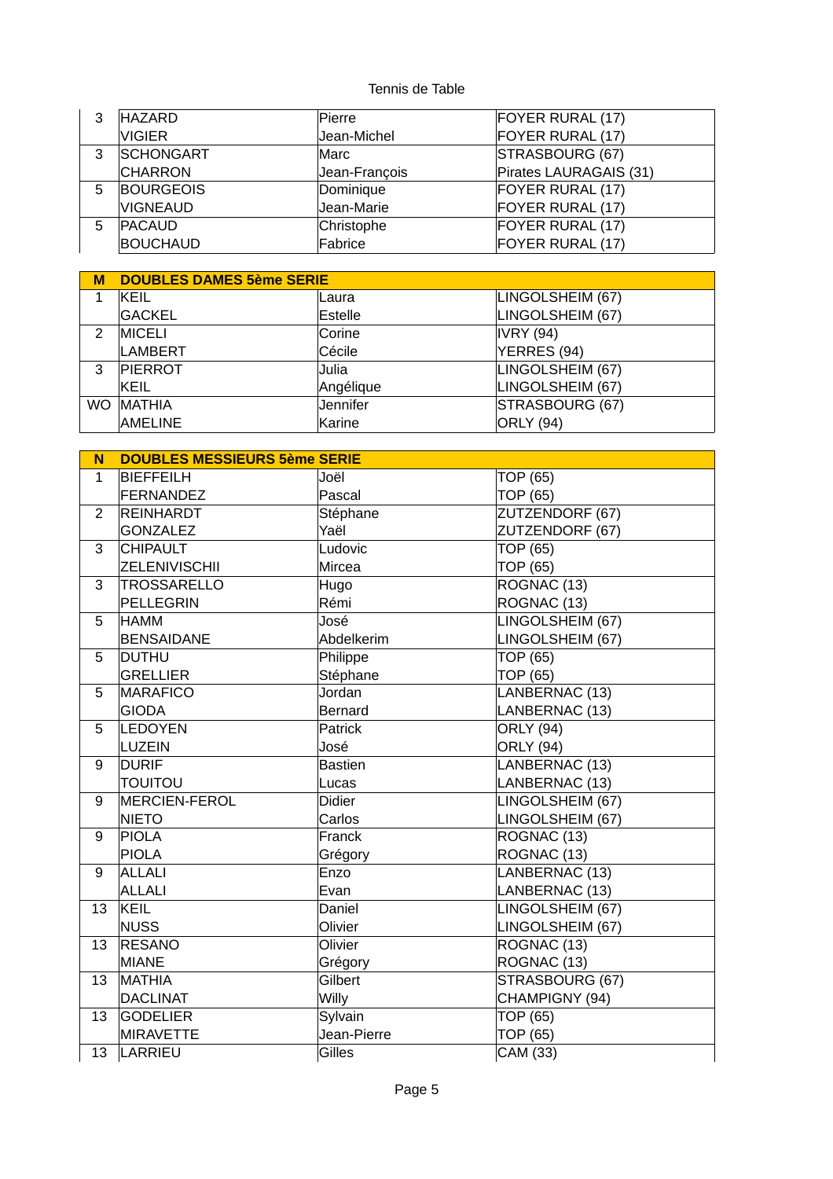Tennis de Table

| | | | |
|---|---|---|---|
| 3 | HAZARD | Pierre | FOYER RURAL (17) |
| | VIGIER | Jean-Michel | FOYER RURAL (17) |
| 3 | SCHONGART | Marc | STRASBOURG (67) |
| | CHARRON | Jean-François | Pirates LAURAGAIS (31) |
| 5 | BOURGEOIS | Dominique | FOYER RURAL (17) |
| | VIGNEAUD | Jean-Marie | FOYER RURAL (17) |
| 5 | PACAUD | Christophe | FOYER RURAL (17) |
| | BOUCHAUD | Fabrice | FOYER RURAL (17) |

| M | DOUBLES DAMES 5ème SERIE | | |
|---|---|---|---|
| 1 | KEIL | Laura | LINGOLSHEIM (67) |
| | GACKEL | Estelle | LINGOLSHEIM (67) |
| 2 | MICELI | Corine | IVRY (94) |
| | LAMBERT | Cécile | YERRES (94) |
| 3 | PIERROT | Julia | LINGOLSHEIM (67) |
| | KEIL | Angélique | LINGOLSHEIM (67) |
| WO | MATHIA | Jennifer | STRASBOURG (67) |
| | AMELINE | Karine | ORLY (94) |

| N | DOUBLES MESSIEURS 5ème SERIE | | |
|---|---|---|---|
| 1 | BIEFFEILH | Joël | TOP (65) |
| | FERNANDEZ | Pascal | TOP (65) |
| 2 | REINHARDT | Stéphane | ZUTZENDORF (67) |
| | GONZALEZ | Yaël | ZUTZENDORF (67) |
| 3 | CHIPAULT | Ludovic | TOP (65) |
| | ZELENIVISCHII | Mircea | TOP (65) |
| 3 | TROSSARELLO | Hugo | ROGNAC (13) |
| | PELLEGRIN | Rémi | ROGNAC (13) |
| 5 | HAMM | José | LINGOLSHEIM (67) |
| | BENSAIDANE | Abdelkerim | LINGOLSHEIM (67) |
| 5 | DUTHU | Philippe | TOP (65) |
| | GRELLIER | Stéphane | TOP (65) |
| 5 | MARAFICO | Jordan | LANBERNAC (13) |
| | GIODA | Bernard | LANBERNAC (13) |
| 5 | LEDOYEN | Patrick | ORLY (94) |
| | LUZEIN | José | ORLY (94) |
| 9 | DURIF | Bastien | LANBERNAC (13) |
| | TOUITOU | Lucas | LANBERNAC (13) |
| 9 | MERCIEN-FEROL | Didier | LINGOLSHEIM (67) |
| | NIETO | Carlos | LINGOLSHEIM (67) |
| 9 | PIOLA | Franck | ROGNAC (13) |
| | PIOLA | Grégory | ROGNAC (13) |
| 9 | ALLALI | Enzo | LANBERNAC (13) |
| | ALLALI | Evan | LANBERNAC (13) |
| 13 | KEIL | Daniel | LINGOLSHEIM (67) |
| | NUSS | Olivier | LINGOLSHEIM (67) |
| 13 | RESANO | Olivier | ROGNAC (13) |
| | MIANE | Grégory | ROGNAC (13) |
| 13 | MATHIA | Gilbert | STRASBOURG (67) |
| | DACLINAT | Willy | CHAMPIGNY (94) |
| 13 | GODELIER | Sylvain | TOP (65) |
| | MIRAVETTE | Jean-Pierre | TOP (65) |
| 13 | LARRIEU | Gilles | CAM (33) |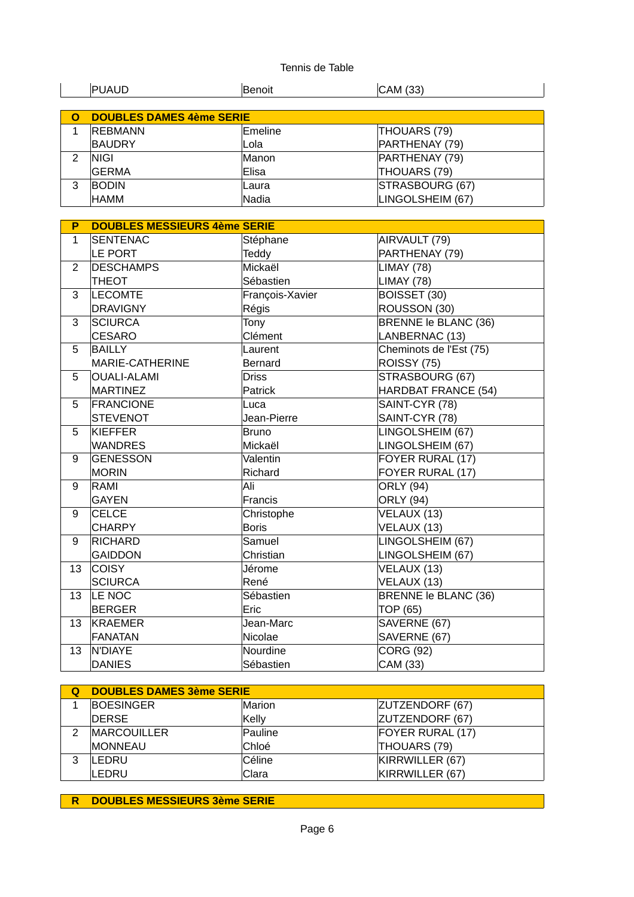| | PUAUD | Benoit | CAM (33) |
|---|---|---|---|

| O | DOUBLES DAMES 4ème SERIE | | |
|---|---|---|---|
| 1 | REBMANN | Emeline | THOUARS (79) |
| | BAUDRY | Lola | PARTHENAY (79) |
| 2 | NIGI | Manon | PARTHENAY (79) |
| | GERMA | Elisa | THOUARS (79) |
| 3 | BODIN | Laura | STRASBOURG (67) |
| | HAMM | Nadia | LINGOLSHEIM (67) |

| P | DOUBLES MESSIEURS 4ème SERIE | | |
|---|---|---|---|
| 1 | SENTENAC | Stéphane | AIRVAULT (79) |
| | LE PORT | Teddy | PARTHENAY (79) |
| 2 | DESCHAMPS | Mickaël | LIMAY (78) |
| | THEOT | Sébastien | LIMAY (78) |
| 3 | LECOMTE | François-Xavier | BOISSET (30) |
| | DRAVIGNY | Régis | ROUSSON (30) |
| 3 | SCIURCA | Tony | BRENNE le BLANC (36) |
| | CESARO | Clément | LANBERNAC (13) |
| 5 | BAILLY | Laurent | Cheminots de l'Est (75) |
| | MARIE-CATHERINE | Bernard | ROISSY (75) |
| 5 | OUALI-ALAMI | Driss | STRASBOURG (67) |
| | MARTINEZ | Patrick | HARDBAT FRANCE (54) |
| 5 | FRANCIONE | Luca | SAINT-CYR (78) |
| | STEVENOT | Jean-Pierre | SAINT-CYR (78) |
| 5 | KIEFFER | Bruno | LINGOLSHEIM (67) |
| | WANDRES | Mickaël | LINGOLSHEIM (67) |
| 9 | GENESSON | Valentin | FOYER RURAL (17) |
| | MORIN | Richard | FOYER RURAL (17) |
| 9 | RAMI | Ali | ORLY (94) |
| | GAYEN | Francis | ORLY (94) |
| 9 | CELCE | Christophe | VELAUX (13) |
| | CHARPY | Boris | VELAUX (13) |
| 9 | RICHARD | Samuel | LINGOLSHEIM (67) |
| | GAIDDON | Christian | LINGOLSHEIM (67) |
| 13 | COISY | Jérome | VELAUX (13) |
| | SCIURCA | René | VELAUX (13) |
| 13 | LE NOC | Sébastien | BRENNE le BLANC (36) |
| | BERGER | Eric | TOP (65) |
| 13 | KRAEMER | Jean-Marc | SAVERNE (67) |
| | FANATAN | Nicolae | SAVERNE (67) |
| 13 | N'DIAYE | Nourdine | CORG (92) |
| | DANIES | Sébastien | CAM (33) |

| Q | DOUBLES DAMES 3ème SERIE | | |
|---|---|---|---|
| 1 | BOESINGER | Marion | ZUTZENDORF (67) |
| | DERSE | Kelly | ZUTZENDORF (67) |
| 2 | MARCOUILLER | Pauline | FOYER RURAL (17) |
| | MONNEAU | Chloé | THOUARS (79) |
| 3 | LEDRU | Céline | KIRRWILLER (67) |
| | LEDRU | Clara | KIRRWILLER (67) |

| R | DOUBLES MESSIEURS 3ème SERIE | | |
|---|---|---|---|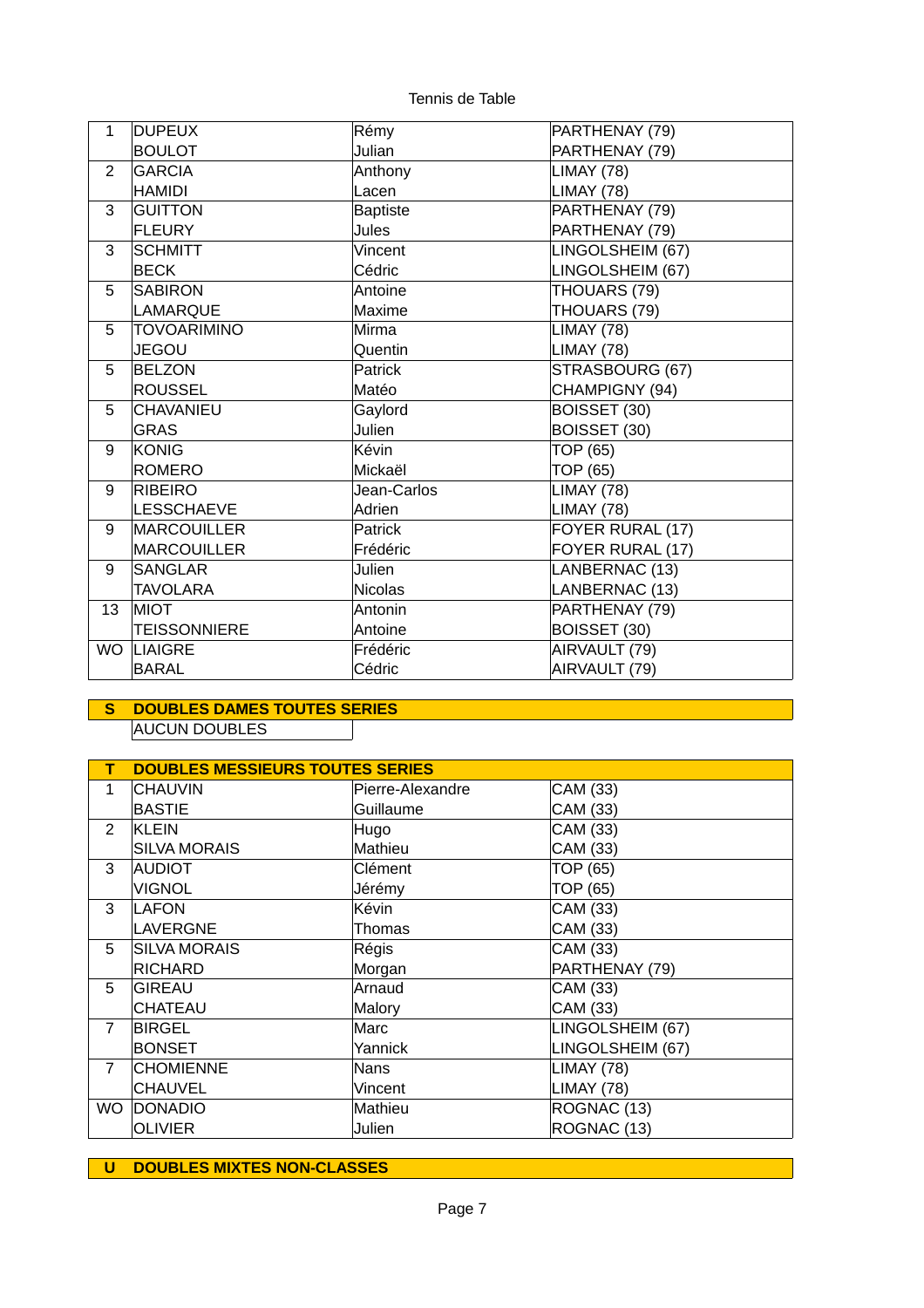Tennis de Table

| | | | |
|---|---|---|---|
| 1 | DUPEUX | Rémy | PARTHENAY (79) |
| | BOULOT | Julian | PARTHENAY (79) |
| 2 | GARCIA | Anthony | LIMAY (78) |
| | HAMIDI | Lacen | LIMAY (78) |
| 3 | GUITTON | Baptiste | PARTHENAY (79) |
| | FLEURY | Jules | PARTHENAY (79) |
| 3 | SCHMITT | Vincent | LINGOLSHEIM (67) |
| | BECK | Cédric | LINGOLSHEIM (67) |
| 5 | SABIRON | Antoine | THOUARS (79) |
| | LAMARQUE | Maxime | THOUARS (79) |
| 5 | TOVOARIMINO | Mirma | LIMAY (78) |
| | JEGOU | Quentin | LIMAY (78) |
| 5 | BELZON | Patrick | STRASBOURG (67) |
| | ROUSSEL | Matéo | CHAMPIGNY (94) |
| 5 | CHAVANIEU | Gaylord | BOISSET (30) |
| | GRAS | Julien | BOISSET (30) |
| 9 | KONIG | Kévin | TOP (65) |
| | ROMERO | Mickaël | TOP (65) |
| 9 | RIBEIRO | Jean-Carlos | LIMAY (78) |
| | LESSCHAEVE | Adrien | LIMAY (78) |
| 9 | MARCOUILLER | Patrick | FOYER RURAL (17) |
| | MARCOUILLER | Frédéric | FOYER RURAL (17) |
| 9 | SANGLAR | Julien | LANBERNAC (13) |
| | TAVOLARA | Nicolas | LANBERNAC (13) |
| 13 | MIOT | Antonin | PARTHENAY (79) |
| | TEISSONNIERE | Antoine | BOISSET (30) |
| WO | LIAIGRE | Frédéric | AIRVAULT (79) |
| | BARAL | Cédric | AIRVAULT (79) |

## S DOUBLES DAMES TOUTES SERIES

AUCUN DOUBLES

## T DOUBLES MESSIEURS TOUTES SERIES

| | | | |
|---|---|---|---|
| 1 | CHAUVIN | Pierre-Alexandre | CAM (33) |
| | BASTIE | Guillaume | CAM (33) |
| 2 | KLEIN | Hugo | CAM (33) |
| | SILVA MORAIS | Mathieu | CAM (33) |
| 3 | AUDIOT | Clément | TOP (65) |
| | VIGNOL | Jérémy | TOP (65) |
| 3 | LAFON | Kévin | CAM (33) |
| | LAVERGNE | Thomas | CAM (33) |
| 5 | SILVA MORAIS | Régis | CAM (33) |
| | RICHARD | Morgan | PARTHENAY (79) |
| 5 | GIREAU | Arnaud | CAM (33) |
| | CHATEAU | Malory | CAM (33) |
| 7 | BIRGEL | Marc | LINGOLSHEIM (67) |
| | BONSET | Yannick | LINGOLSHEIM (67) |
| 7 | CHOMIENNE | Nans | LIMAY (78) |
| | CHAUVEL | Vincent | LIMAY (78) |
| WO | DONADIO | Mathieu | ROGNAC (13) |
| | OLIVIER | Julien | ROGNAC (13) |

## U DOUBLES MIXTES NON-CLASSES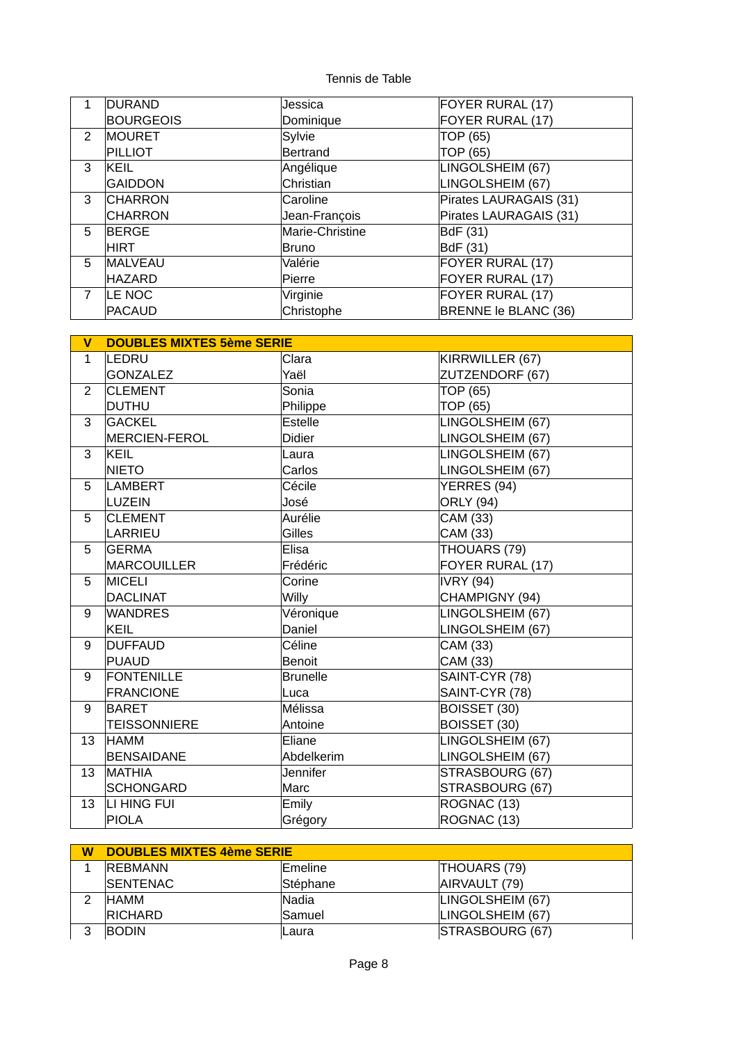Tennis de Table

| | | | |
|---|---|---|---|
| 1 | DURAND | Jessica | FOYER RURAL (17) |
| | BOURGEOIS | Dominique | FOYER RURAL (17) |
| 2 | MOURET | Sylvie | TOP (65) |
| | PILLIOT | Bertrand | TOP (65) |
| 3 | KEIL | Angélique | LINGOLSHEIM (67) |
| | GAIDDON | Christian | LINGOLSHEIM (67) |
| 3 | CHARRON | Caroline | Pirates LAURAGAIS (31) |
| | CHARRON | Jean-François | Pirates LAURAGAIS (31) |
| 5 | BERGE | Marie-Christine | BdF (31) |
| | HIRT | Bruno | BdF (31) |
| 5 | MALVEAU | Valérie | FOYER RURAL (17) |
| | HAZARD | Pierre | FOYER RURAL (17) |
| 7 | LE NOC | Virginie | FOYER RURAL (17) |
| | PACAUD | Christophe | BRENNE le BLANC (36) |

| V | DOUBLES MIXTES 5ème SERIE | | |
|---|---|---|---|
| 1 | LEDRU | Clara | KIRRWILLER (67) |
| | GONZALEZ | Yaël | ZUTZENDORF (67) |
| 2 | CLEMENT | Sonia | TOP (65) |
| | DUTHU | Philippe | TOP (65) |
| 3 | GACKEL | Estelle | LINGOLSHEIM (67) |
| | MERCIEN-FEROL | Didier | LINGOLSHEIM (67) |
| 3 | KEIL | Laura | LINGOLSHEIM (67) |
| | NIETO | Carlos | LINGOLSHEIM (67) |
| 5 | LAMBERT | Cécile | YERRES (94) |
| | LUZEIN | José | ORLY (94) |
| 5 | CLEMENT | Aurélie | CAM (33) |
| | LARRIEU | Gilles | CAM (33) |
| 5 | GERMA | Elisa | THOUARS (79) |
| | MARCOUILLER | Frédéric | FOYER RURAL (17) |
| 5 | MICELI | Corine | IVRY (94) |
| | DACLINAT | Willy | CHAMPIGNY (94) |
| 9 | WANDRES | Véronique | LINGOLSHEIM (67) |
| | KEIL | Daniel | LINGOLSHEIM (67) |
| 9 | DUFFAUD | Céline | CAM (33) |
| | PUAUD | Benoit | CAM (33) |
| 9 | FONTENILLE | Brunelle | SAINT-CYR (78) |
| | FRANCIONE | Luca | SAINT-CYR (78) |
| 9 | BARET | Mélissa | BOISSET (30) |
| | TEISSONNIERE | Antoine | BOISSET (30) |
| 13 | HAMM | Eliane | LINGOLSHEIM (67) |
| | BENSAIDANE | Abdelkerim | LINGOLSHEIM (67) |
| 13 | MATHIA | Jennifer | STRASBOURG (67) |
| | SCHONGARD | Marc | STRASBOURG (67) |
| 13 | LI HING FUI | Emily | ROGNAC (13) |
| | PIOLA | Grégory | ROGNAC (13) |

| W | DOUBLES MIXTES 4ème SERIE | | |
|---|---|---|---|
| 1 | REBMANN | Emeline | THOUARS (79) |
| | SENTENAC | Stéphane | AIRVAULT (79) |
| 2 | HAMM | Nadia | LINGOLSHEIM (67) |
| | RICHARD | Samuel | LINGOLSHEIM (67) |
| 3 | BODIN | Laura | STRASBOURG (67) |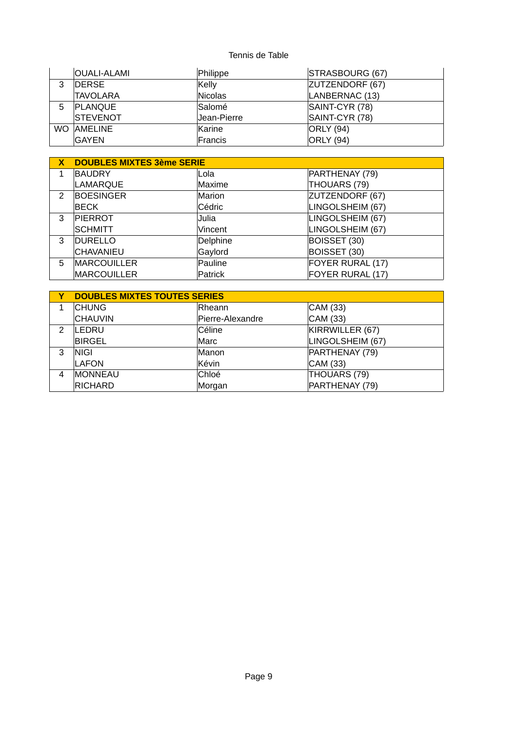| | | | |
|---|---|---|---|
| | OUALI-ALAMI | Philippe | STRASBOURG (67) |
| 3 | DERSE | Kelly | ZUTZENDORF (67) |
| | TAVOLARA | Nicolas | LANBERNAC (13) |
| 5 | PLANQUE | Salomé | SAINT-CYR (78) |
| | STEVENOT | Jean-Pierre | SAINT-CYR (78) |
| WO | AMELINE | Karine | ORLY (94) |
| | GAYEN | Francis | ORLY (94) |

| X | DOUBLES MIXTES 3ème SERIE | | |
|---|---|---|---|
| 1 | BAUDRY | Lola | PARTHENAY (79) |
| | LAMARQUE | Maxime | THOUARS (79) |
| 2 | BOESINGER | Marion | ZUTZENDORF (67) |
| | BECK | Cédric | LINGOLSHEIM (67) |
| 3 | PIERROT | Julia | LINGOLSHEIM (67) |
| | SCHMITT | Vincent | LINGOLSHEIM (67) |
| 3 | DURELLO | Delphine | BOISSET (30) |
| | CHAVANIEU | Gaylord | BOISSET (30) |
| 5 | MARCOUILLER | Pauline | FOYER RURAL (17) |
| | MARCOUILLER | Patrick | FOYER RURAL (17) |

| Y | DOUBLES MIXTES TOUTES SERIES | | |
|---|---|---|---|
| 1 | CHUNG | Rheann | CAM (33) |
| | CHAUVIN | Pierre-Alexandre | CAM (33) |
| 2 | LEDRU | Céline | KIRRWILLER (67) |
| | BIRGEL | Marc | LINGOLSHEIM (67) |
| 3 | NIGI | Manon | PARTHENAY (79) |
| | LAFON | Kévin | CAM (33) |
| 4 | MONNEAU | Chloé | THOUARS (79) |
| | RICHARD | Morgan | PARTHENAY (79) |